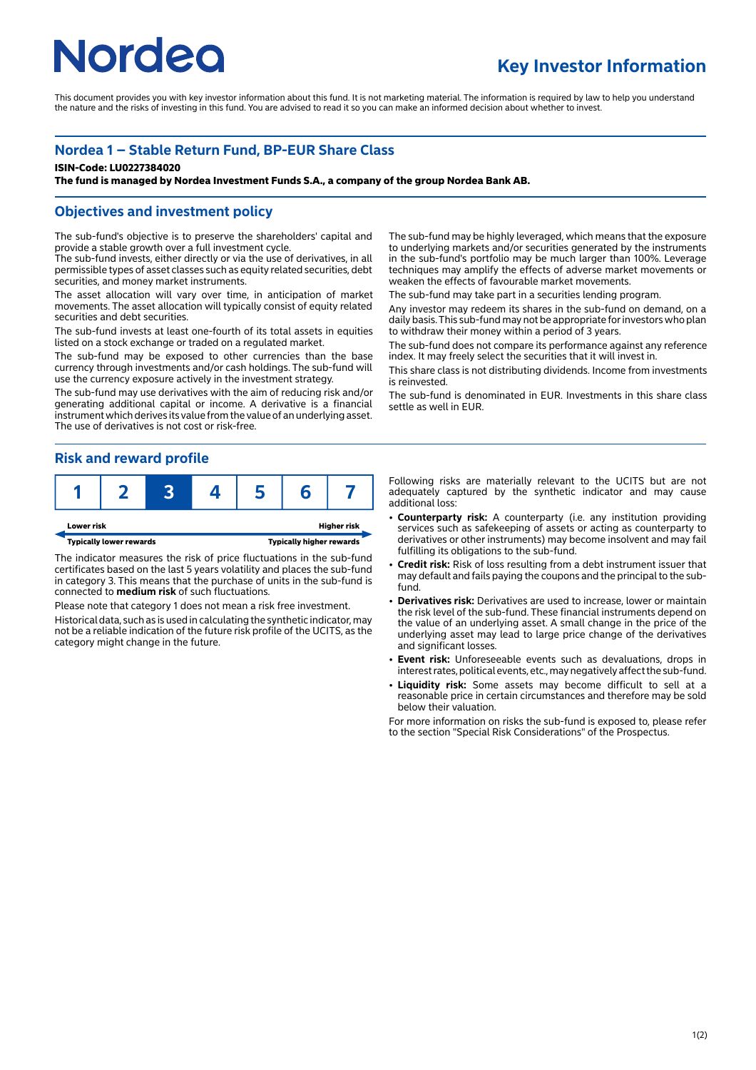# Nordea

## Key Investor Information

This document provides you with key investor information about this fund. It is not marketing material. The information is required by law to help you understand the nature and the risks of investing in this fund. You are advised to read it so you can make an informed decision about whether to invest.

## Nordea 1 – Stable Return Fund, BP-EUR Share Class

**ISIN-Code: LU0227384020**

**The fund is managed by Nordea Investment Funds S.A., a company of the group Nordea Bank AB.**

## Objectives and investment policy

The sub-fund's objective is to preserve the shareholders' capital and provide a stable growth over a full investment cycle.
The sub-fund invests, either directly or via the use of derivatives, in all permissible types of asset classes such as equity related securities, debt securities, and money market instruments.

The asset allocation will vary over time, in anticipation of market movements. The asset allocation will typically consist of equity related securities and debt securities.

The sub-fund invests at least one-fourth of its total assets in equities listed on a stock exchange or traded on a regulated market.

The sub-fund may be exposed to other currencies than the base currency through investments and/or cash holdings. The sub-fund will use the currency exposure actively in the investment strategy.

The sub-fund may use derivatives with the aim of reducing risk and/or generating additional capital or income. A derivative is a financial instrument which derives its value from the value of an underlying asset. The use of derivatives is not cost or risk-free.

The sub-fund may be highly leveraged, which means that the exposure to underlying markets and/or securities generated by the instruments in the sub-fund's portfolio may be much larger than 100%. Leverage techniques may amplify the effects of adverse market movements or weaken the effects of favourable market movements.

The sub-fund may take part in a securities lending program.

Any investor may redeem its shares in the sub-fund on demand, on a daily basis. This sub-fund may not be appropriate for investors who plan to withdraw their money within a period of 3 years.

The sub-fund does not compare its performance against any reference index. It may freely select the securities that it will invest in.

This share class is not distributing dividends. Income from investments is reinvested.

The sub-fund is denominated in EUR. Investments in this share class settle as well in EUR.

## Risk and reward profile

| 1 | 2 | **3** | 4 | 5 | 6 | 7 |
|---|---|---|---|---|---|---|

Lower risk — Higher risk

Typically lower rewards — Typically higher rewards

The indicator measures the risk of price fluctuations in the sub-fund certificates based on the last 5 years volatility and places the sub-fund in category 3. This means that the purchase of units in the sub-fund is connected to **medium risk** of such fluctuations.

Please note that category 1 does not mean a risk free investment.

Historical data, such as is used in calculating the synthetic indicator, may not be a reliable indication of the future risk profile of the UCITS, as the category might change in the future.

Following risks are materially relevant to the UCITS but are not adequately captured by the synthetic indicator and may cause additional loss:

- **Counterparty risk:** A counterparty (i.e. any institution providing services such as safekeeping of assets or acting as counterparty to derivatives or other instruments) may become insolvent and may fail fulfilling its obligations to the sub-fund.
- **Credit risk:** Risk of loss resulting from a debt instrument issuer that may default and fails paying the coupons and the principal to the sub-fund.
- **Derivatives risk:** Derivatives are used to increase, lower or maintain the risk level of the sub-fund. These financial instruments depend on the value of an underlying asset. A small change in the price of the underlying asset may lead to large price change of the derivatives and significant losses.
- **Event risk:** Unforeseeable events such as devaluations, drops in interest rates, political events, etc., may negatively affect the sub-fund.
- **Liquidity risk:** Some assets may become difficult to sell at a reasonable price in certain circumstances and therefore may be sold below their valuation.

For more information on risks the sub-fund is exposed to, please refer to the section "Special Risk Considerations" of the Prospectus.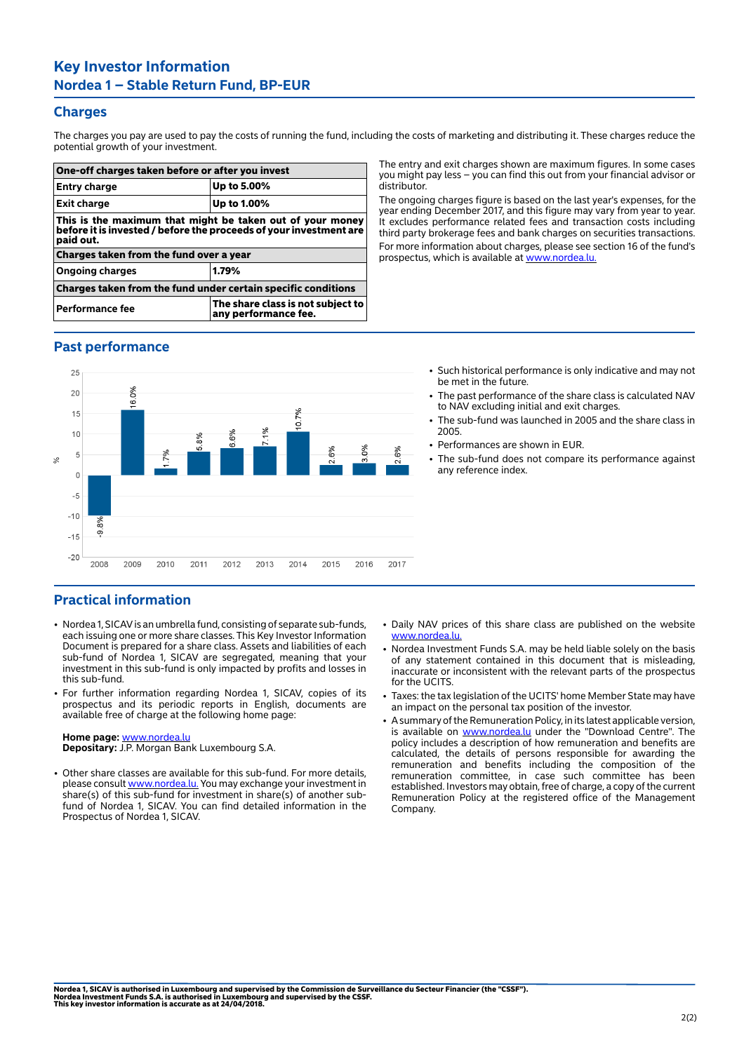# Key Investor Information

## Nordea 1 – Stable Return Fund, BP-EUR

## Charges

The charges you pay are used to pay the costs of running the fund, including the costs of marketing and distributing it. These charges reduce the potential growth of your investment.

| One-off charges taken before or after you invest | |
|---|---|
| **Entry charge** | **Up to 5.00%** |
| **Exit charge** | **Up to 1.00%** |
| **This is the maximum that might be taken out of your money before it is invested / before the proceeds of your investment are paid out.** | |
| **Charges taken from the fund over a year** | |
| **Ongoing charges** | **1.79%** |
| **Charges taken from the fund under certain specific conditions** | |
| **Performance fee** | **The share class is not subject to any performance fee.** |

The entry and exit charges shown are maximum figures. In some cases you might pay less – you can find this out from your financial advisor or distributor.

The ongoing charges figure is based on the last year's expenses, for the year ending December 2017, and this figure may vary from year to year. It excludes performance related fees and transaction costs including third party brokerage fees and bank charges on securities transactions.

For more information about charges, please see section 16 of the fund's prospectus, which is available at www.nordea.lu.

## Past performance

%

25
20
15
10
5
0
-5
-10
-15
-20

-9.8%
16.0%
1.7%
5.8%
6.6%
7.1%
10.7%
2.6%
3.0%
2.6%

2008 2009 2010 2011 2012 2013 2014 2015 2016 2017

- Such historical performance is only indicative and may not be met in the future.
- The past performance of the share class is calculated NAV to NAV excluding initial and exit charges.
- The sub-fund was launched in 2005 and the share class in 2005.
- Performances are shown in EUR.
- The sub-fund does not compare its performance against any reference index.

## Practical information

- Nordea 1, SICAV is an umbrella fund, consisting of separate sub-funds, each issuing one or more share classes. This Key Investor Information Document is prepared for a share class. Assets and liabilities of each sub-fund of Nordea 1, SICAV are segregated, meaning that your investment in this sub-fund is only impacted by profits and losses in this sub-fund.
- For further information regarding Nordea 1, SICAV, copies of its prospectus and its periodic reports in English, documents are available free of charge at the following home page:

  **Home page:** www.nordea.lu
  **Depositary:** J.P. Morgan Bank Luxembourg S.A.

- Other share classes are available for this sub-fund. For more details, please consult www.nordea.lu. You may exchange your investment in share(s) of this sub-fund for investment in share(s) of another sub-fund of Nordea 1, SICAV. You can find detailed information in the Prospectus of Nordea 1, SICAV.
- Daily NAV prices of this share class are published on the website www.nordea.lu.
- Nordea Investment Funds S.A. may be held liable solely on the basis of any statement contained in this document that is misleading, inaccurate or inconsistent with the relevant parts of the prospectus for the UCITS.
- Taxes: the tax legislation of the UCITS' home Member State may have an impact on the personal tax position of the investor.
- A summary of the Remuneration Policy, in its latest applicable version, is available on www.nordea.lu under the "Download Centre". The policy includes a description of how remuneration and benefits are calculated, the details of persons responsible for awarding the remuneration and benefits including the composition of the remuneration committee, in case such committee has been established. Investors may obtain, free of charge, a copy of the current Remuneration Policy at the registered office of the Management Company.

**Nordea 1, SICAV is authorised in Luxembourg and supervised by the Commission de Surveillance du Secteur Financier (the "CSSF").**
**Nordea Investment Funds S.A. is authorised in Luxembourg and supervised by the CSSF.**
**This key investor information is accurate as at 24/04/2018.**